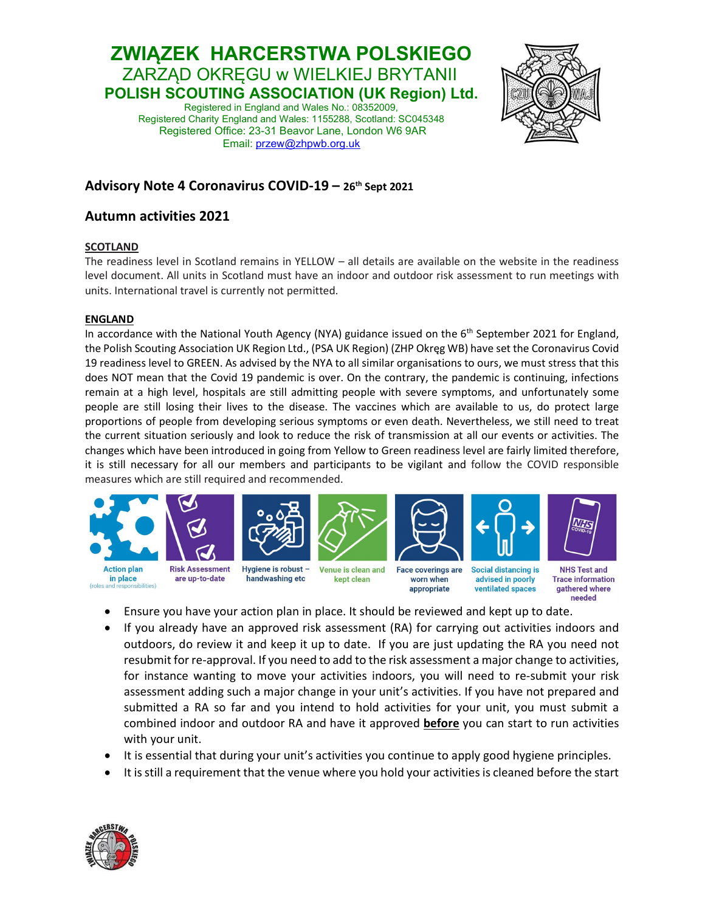# ZWIĄZEK HARCERSTWA POLSKIEGO

## ZARZĄD OKRĘGU w WIELKIEJ BRYTANII

## POLISH SCOUTING ASSOCIATION (UK Region) Ltd.

Registered in England and Wales No.: 08352009,
Registered Charity England and Wales: 1155288, Scotland: SC045348
Registered Office: 23-31 Beavor Lane, London W6 9AR
Email: przew@zhpwb.org.uk

## Advisory Note 4 Coronavirus COVID-19 – 26th Sept 2021

## Autumn activities 2021

### SCOTLAND

The readiness level in Scotland remains in YELLOW – all details are available on the website in the readiness level document. All units in Scotland must have an indoor and outdoor risk assessment to run meetings with units. International travel is currently not permitted.

### ENGLAND

In accordance with the National Youth Agency (NYA) guidance issued on the 6th September 2021 for England, the Polish Scouting Association UK Region Ltd., (PSA UK Region) (ZHP Okręg WB) have set the Coronavirus Covid 19 readiness level to GREEN. As advised by the NYA to all similar organisations to ours, we must stress that this does NOT mean that the Covid 19 pandemic is over. On the contrary, the pandemic is continuing, infections remain at a high level, hospitals are still admitting people with severe symptoms, and unfortunately some people are still losing their lives to the disease. The vaccines which are available to us, do protect large proportions of people from developing serious symptoms or even death. Nevertheless, we still need to treat the current situation seriously and look to reduce the risk of transmission at all our events or activities. The changes which have been introduced in going from Yellow to Green readiness level are fairly limited therefore, it is still necessary for all our members and participants to be vigilant and follow the COVID responsible measures which are still required and recommended.

Action plan in place (roles and responsibilities) | Risk Assessment are up-to-date | Hygiene is robust – handwashing etc | Venue is clean and kept clean | Face coverings are worn when appropriate | Social distancing is advised in poorly ventilated spaces | NHS Test and Trace information gathered where needed

- Ensure you have your action plan in place. It should be reviewed and kept up to date.
- If you already have an approved risk assessment (RA) for carrying out activities indoors and outdoors, do review it and keep it up to date. If you are just updating the RA you need not resubmit for re-approval. If you need to add to the risk assessment a major change to activities, for instance wanting to move your activities indoors, you will need to re-submit your risk assessment adding such a major change in your unit's activities. If you have not prepared and submitted a RA so far and you intend to hold activities for your unit, you must submit a combined indoor and outdoor RA and have it approved **before** you can start to run activities with your unit.
- It is essential that during your unit's activities you continue to apply good hygiene principles.
- It is still a requirement that the venue where you hold your activities is cleaned before the start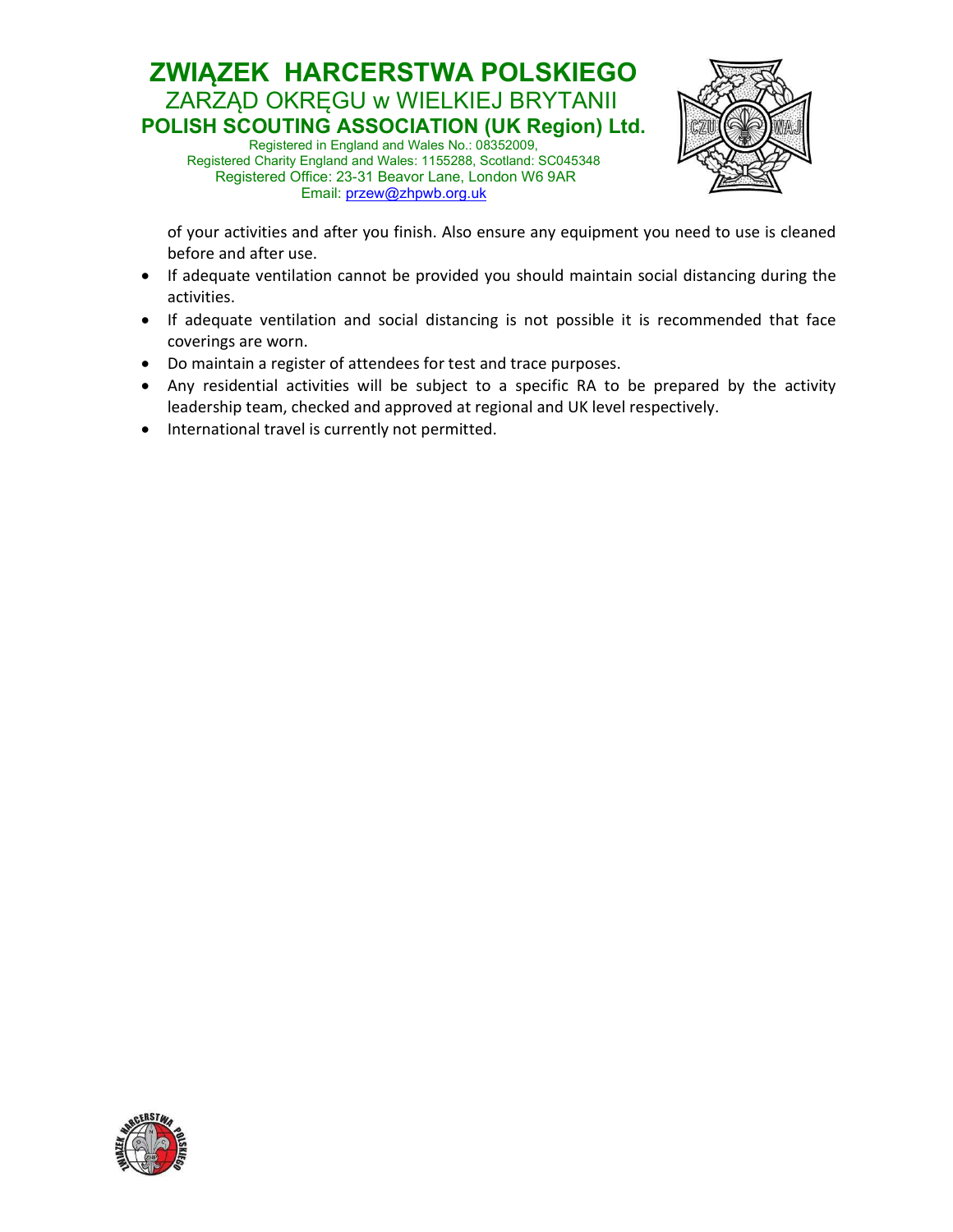of your activities and after you finish. Also ensure any equipment you need to use is cleaned before and after use.

- If adequate ventilation cannot be provided you should maintain social distancing during the activities.
- If adequate ventilation and social distancing is not possible it is recommended that face coverings are worn.
- Do maintain a register of attendees for test and trace purposes.
- Any residential activities will be subject to a specific RA to be prepared by the activity leadership team, checked and approved at regional and UK level respectively.
- International travel is currently not permitted.